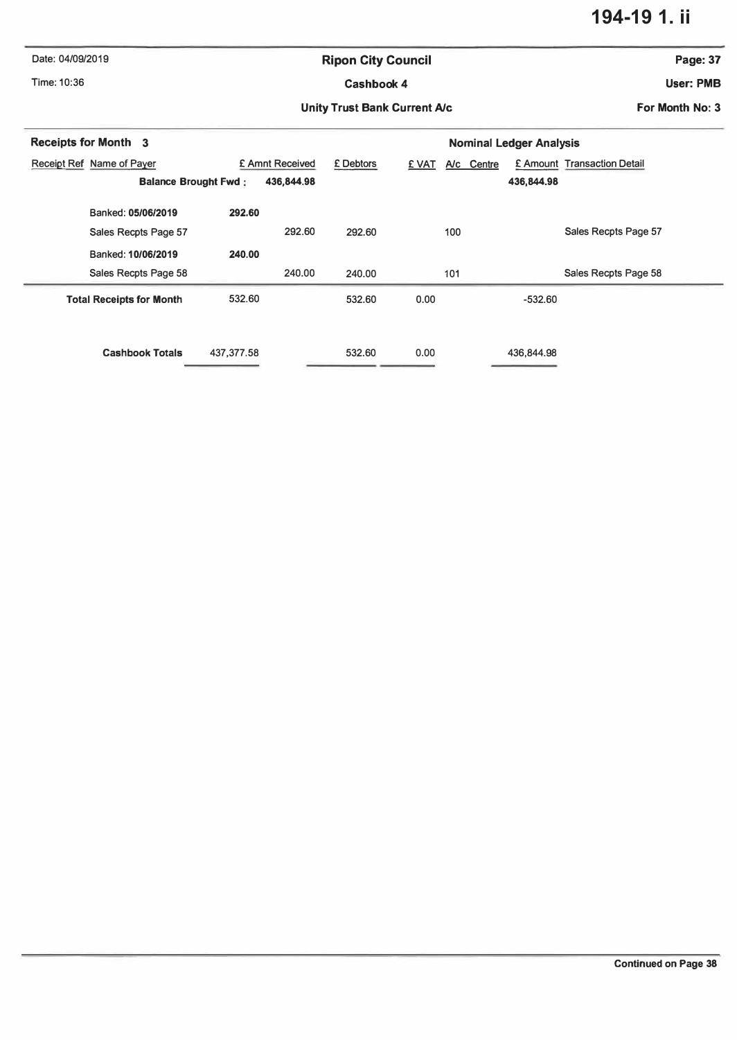# 194-19 1. ii

Date: 04/09/2019

Time: 10:36

## Ripon City Council

**Cashbook 4**

**Unity Trust Bank Current A/c**

**Page: 37**

**User: PMB**

**For Month No: 3**

| Receipt Ref | Name of Payer | | £ Amnt Received | £ Debtors | £ VAT | A/c | Centre | £ Amount | Transaction Detail |
|---|---|---|---|---|---|---|---|---|---|
| **Receipts for Month 3** | | | | | | **Nominal Ledger Analysis** | | | |
| | **Balance Brought Fwd :** | **436,844.98** | | | | | | **436,844.98** | |
| | Banked: **05/06/2019** | **292.60** | | | | | | | |
| | Sales Recpts Page 57 | | 292.60 | 292.60 | | 100 | | | Sales Recpts Page 57 |
| | Banked: **10/06/2019** | **240.00** | | | | | | | |
| | Sales Recpts Page 58 | | 240.00 | 240.00 | | 101 | | | Sales Recpts Page 58 |
| | **Total Receipts for Month** | 532.60 | | 532.60 | 0.00 | | | -532.60 | |
| | **Cashbook Totals** | 437,377.58 | | 532.60 | 0.00 | | | 436,844.98 | |

**Continued on Page 38**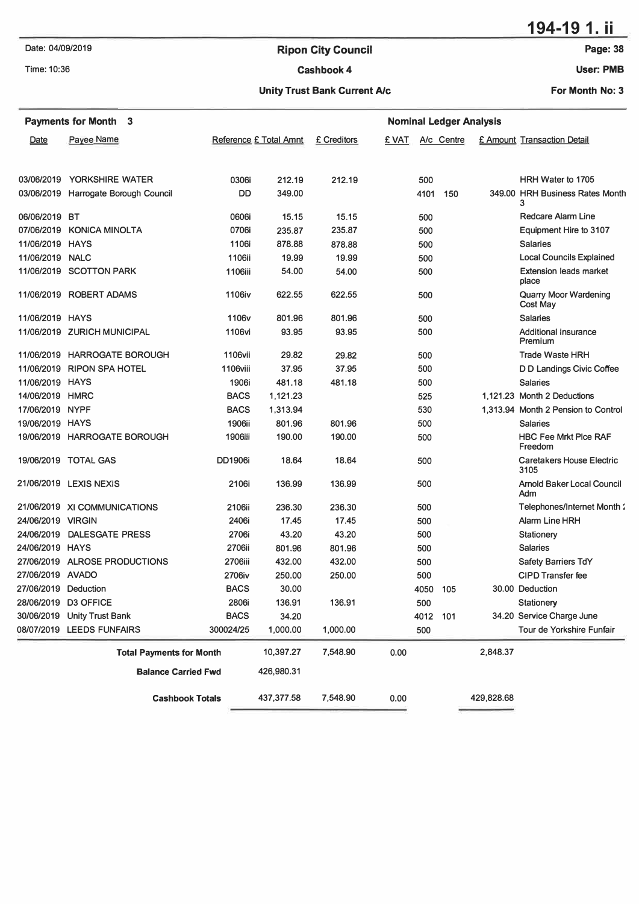# 194-19 1. ii

Date: 04/09/2019

Time: 10:36

**Ripon City Council**

**Cashbook 4**

**Unity Trust Bank Current A/c**

**Page: 38**

**User: PMB**

**For Month No: 3**

**Payments for Month 3**

| Date | Payee Name | Reference | £ Total Amnt | £ Creditors | £ VAT | A/c | Centre | £ Amount | Transaction Detail |
|---|---|---|---|---|---|---|---|---|---|
| 03/06/2019 | YORKSHIRE WATER | 0306i | 212.19 | 212.19 | | 500 | | | HRH Water to 1705 |
| 03/06/2019 | Harrogate Borough Council | DD | 349.00 | | | 4101 | 150 | 349.00 | HRH Business Rates Month 3 |
| 06/06/2019 | BT | 0606i | 15.15 | 15.15 | | 500 | | | Redcare Alarm Line |
| 07/06/2019 | KONICA MINOLTA | 0706i | 235.87 | 235.87 | | 500 | | | Equipment Hire to 3107 |
| 11/06/2019 | HAYS | 1106i | 878.88 | 878.88 | | 500 | | | Salaries |
| 11/06/2019 | NALC | 1106ii | 19.99 | 19.99 | | 500 | | | Local Councils Explained |
| 11/06/2019 | SCOTTON PARK | 1106iii | 54.00 | 54.00 | | 500 | | | Extension leads market place |
| 11/06/2019 | ROBERT ADAMS | 1106iv | 622.55 | 622.55 | | 500 | | | Quarry Moor Wardening Cost May |
| 11/06/2019 | HAYS | 1106v | 801.96 | 801.96 | | 500 | | | Salaries |
| 11/06/2019 | ZURICH MUNICIPAL | 1106vi | 93.95 | 93.95 | | 500 | | | Additional Insurance Premium |
| 11/06/2019 | HARROGATE BOROUGH | 1106vii | 29.82 | 29.82 | | 500 | | | Trade Waste HRH |
| 11/06/2019 | RIPON SPA HOTEL | 1106viii | 37.95 | 37.95 | | 500 | | | D D Landings Civic Coffee |
| 11/06/2019 | HAYS | 1906i | 481.18 | 481.18 | | 500 | | | Salaries |
| 14/06/2019 | HMRC | BACS | 1,121.23 | | | 525 | | 1,121.23 | Month 2 Deductions |
| 17/06/2019 | NYPF | BACS | 1,313.94 | | | 530 | | 1,313.94 | Month 2 Pension to Control |
| 19/06/2019 | HAYS | 1906ii | 801.96 | 801.96 | | 500 | | | Salaries |
| 19/06/2019 | HARROGATE BOROUGH | 1906iii | 190.00 | 190.00 | | 500 | | | HBC Fee Mrkt Plce RAF Freedom |
| 19/06/2019 | TOTAL GAS | DD1906i | 18.64 | 18.64 | | 500 | | | Caretakers House Electric 3105 |
| 21/06/2019 | LEXIS NEXIS | 2106i | 136.99 | 136.99 | | 500 | | | Arnold Baker Local Council Adm |
| 21/06/2019 | XI COMMUNICATIONS | 2106ii | 236.30 | 236.30 | | 500 | | | Telephones/Internet Month : |
| 24/06/2019 | VIRGIN | 2406i | 17.45 | 17.45 | | 500 | | | Alarm Line HRH |
| 24/06/2019 | DALESGATE PRESS | 2706i | 43.20 | 43.20 | | 500 | | | Stationery |
| 24/06/2019 | HAYS | 2706ii | 801.96 | 801.96 | | 500 | | | Salaries |
| 27/06/2019 | ALROSE PRODUCTIONS | 2706iii | 432.00 | 432.00 | | 500 | | | Safety Barriers TdY |
| 27/06/2019 | AVADO | 2706iv | 250.00 | 250.00 | | 500 | | | CIPD Transfer fee |
| 27/06/2019 | Deduction | BACS | 30.00 | | | 4050 | 105 | 30.00 | Deduction |
| 28/06/2019 | D3 OFFICE | 2806i | 136.91 | 136.91 | | 500 | | | Stationery |
| 30/06/2019 | Unity Trust Bank | BACS | 34.20 | | | 4012 | 101 | 34.20 | Service Charge June |
| 08/07/2019 | LEEDS FUNFAIRS | 300024/25 | 1,000.00 | 1,000.00 | | 500 | | | Tour de Yorkshire Funfair |
| | **Total Payments for Month** | | 10,397.27 | 7,548.90 | 0.00 | | | 2,848.37 | |
| | **Balance Carried Fwd** | | 426,980.31 | | | | | | |
| | **Cashbook Totals** | | 437,377.58 | 7,548.90 | 0.00 | | | 429,828.68 | |